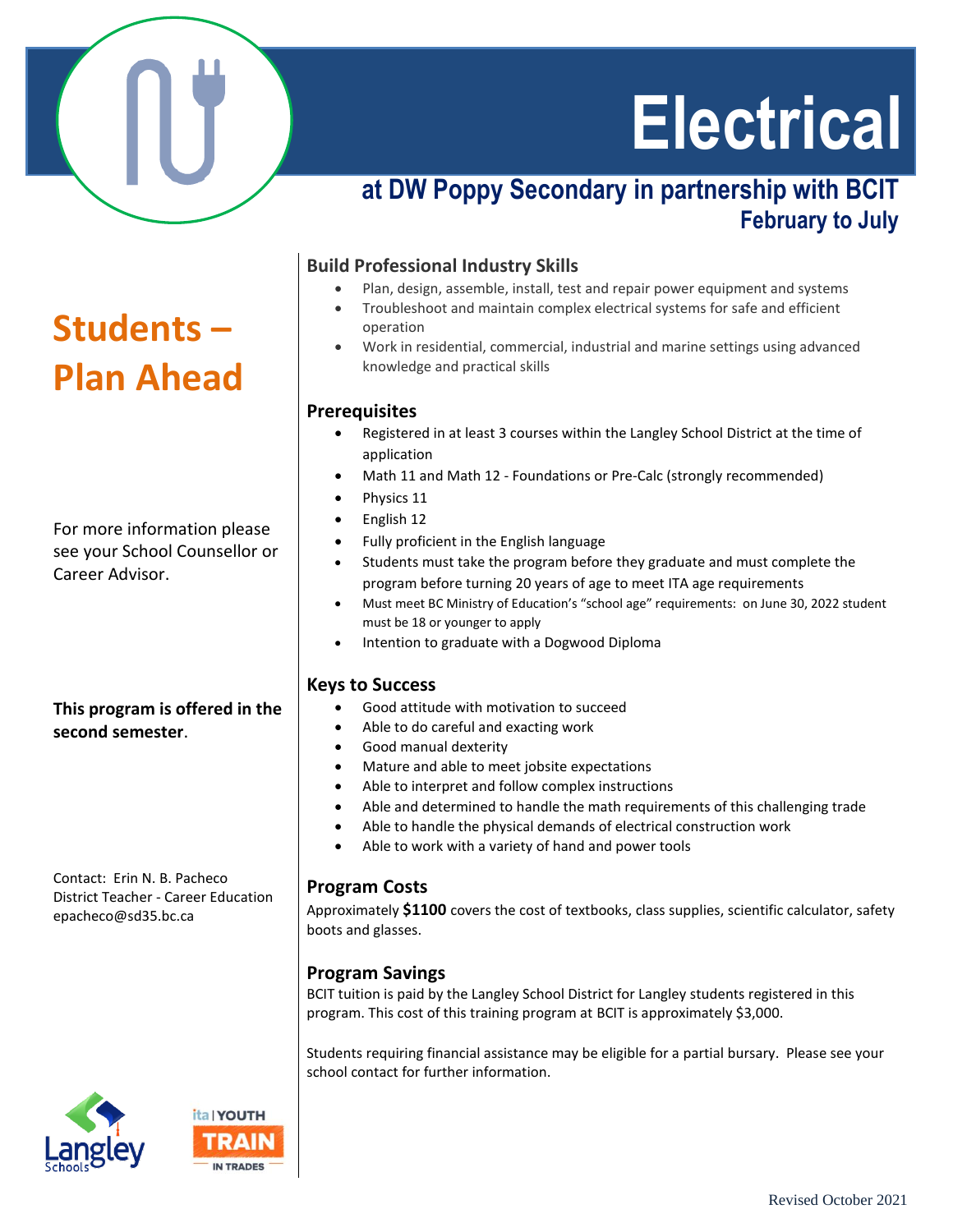# Electrical

## at DW Poppy Secondary in partnership with BCIT

### February to July

## Students – Plan Ahead

For more information please see your School Counsellor or Career Advisor.

**This program is offered in the second semester**.

Contact: Erin N. B. Pacheco
District Teacher - Career Education
epacheco@sd35.bc.ca

### Build Professional Industry Skills

- Plan, design, assemble, install, test and repair power equipment and systems
- Troubleshoot and maintain complex electrical systems for safe and efficient operation
- Work in residential, commercial, industrial and marine settings using advanced knowledge and practical skills

### Prerequisites

- Registered in at least 3 courses within the Langley School District at the time of application
- Math 11 and Math 12 - Foundations or Pre-Calc (strongly recommended)
- Physics 11
- English 12
- Fully proficient in the English language
- Students must take the program before they graduate and must complete the program before turning 20 years of age to meet ITA age requirements
- Must meet BC Ministry of Education's "school age" requirements: on June 30, 2022 student must be 18 or younger to apply
- Intention to graduate with a Dogwood Diploma

### Keys to Success

- Good attitude with motivation to succeed
- Able to do careful and exacting work
- Good manual dexterity
- Mature and able to meet jobsite expectations
- Able to interpret and follow complex instructions
- Able and determined to handle the math requirements of this challenging trade
- Able to handle the physical demands of electrical construction work
- Able to work with a variety of hand and power tools

### Program Costs

Approximately **$1100** covers the cost of textbooks, class supplies, scientific calculator, safety boots and glasses.

### Program Savings

BCIT tuition is paid by the Langley School District for Langley students registered in this program. This cost of this training program at BCIT is approximately $3,000.

Students requiring financial assistance may be eligible for a partial bursary. Please see your school contact for further information.

Langley Schools

ita | YOUTH TRAIN IN TRADES

Revised October 2021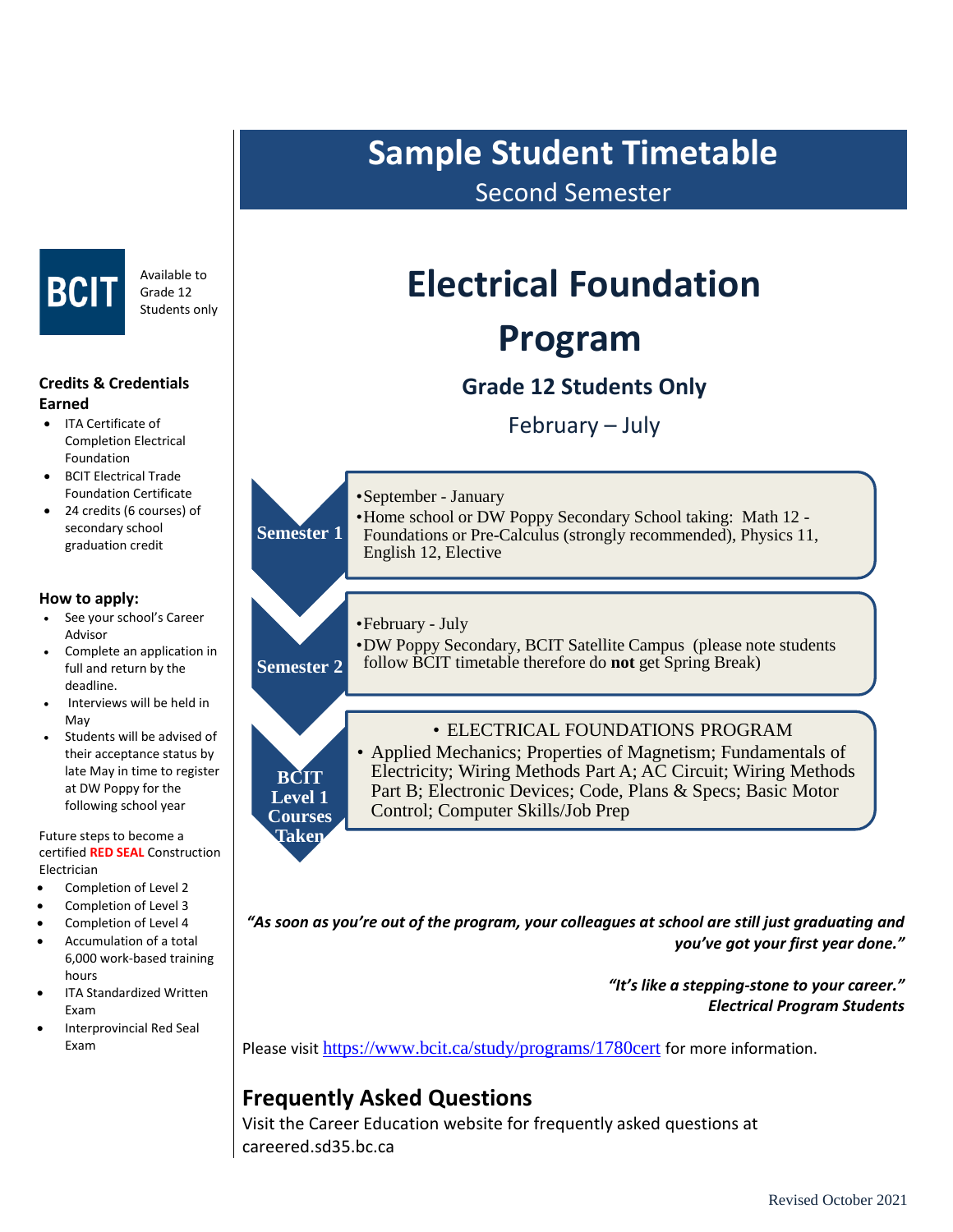# Sample Student Timetable

Second Semester

BCIT

Available to Grade 12 Students only

### Credits & Credentials Earned

- ITA Certificate of Completion Electrical Foundation
- BCIT Electrical Trade Foundation Certificate
- 24 credits (6 courses) of secondary school graduation credit

### How to apply:

- See your school's Career Advisor
- Complete an application in full and return by the deadline.
- Interviews will be held in May
- Students will be advised of their acceptance status by late May in time to register at DW Poppy for the following school year

Future steps to become a certified **RED SEAL** Construction Electrician

- Completion of Level 2
- Completion of Level 3
- Completion of Level 4
- Accumulation of a total 6,000 work-based training hours
- ITA Standardized Written Exam
- Interprovincial Red Seal Exam

# Electrical Foundation Program

## Grade 12 Students Only

February – July

**Semester 1**

- September - January
- Home school or DW Poppy Secondary School taking: Math 12 - Foundations or Pre-Calculus (strongly recommended), Physics 11, English 12, Elective

**Semester 2**

- February - July
- DW Poppy Secondary, BCIT Satellite Campus (please note students follow BCIT timetable therefore do **not** get Spring Break)

**BCIT Level 1 Courses Taken**

- ELECTRICAL FOUNDATIONS PROGRAM
- Applied Mechanics; Properties of Magnetism; Fundamentals of Electricity; Wiring Methods Part A; AC Circuit; Wiring Methods Part B; Electronic Devices; Code, Plans & Specs; Basic Motor Control; Computer Skills/Job Prep

***"As soon as you're out of the program, your colleagues at school are still just graduating and you've got your first year done."***

***"It's like a stepping-stone to your career."***
***Electrical Program Students***

Please visit https://www.bcit.ca/study/programs/1780cert for more information.

## Frequently Asked Questions

Visit the Career Education website for frequently asked questions at careered.sd35.bc.ca

Revised October 2021